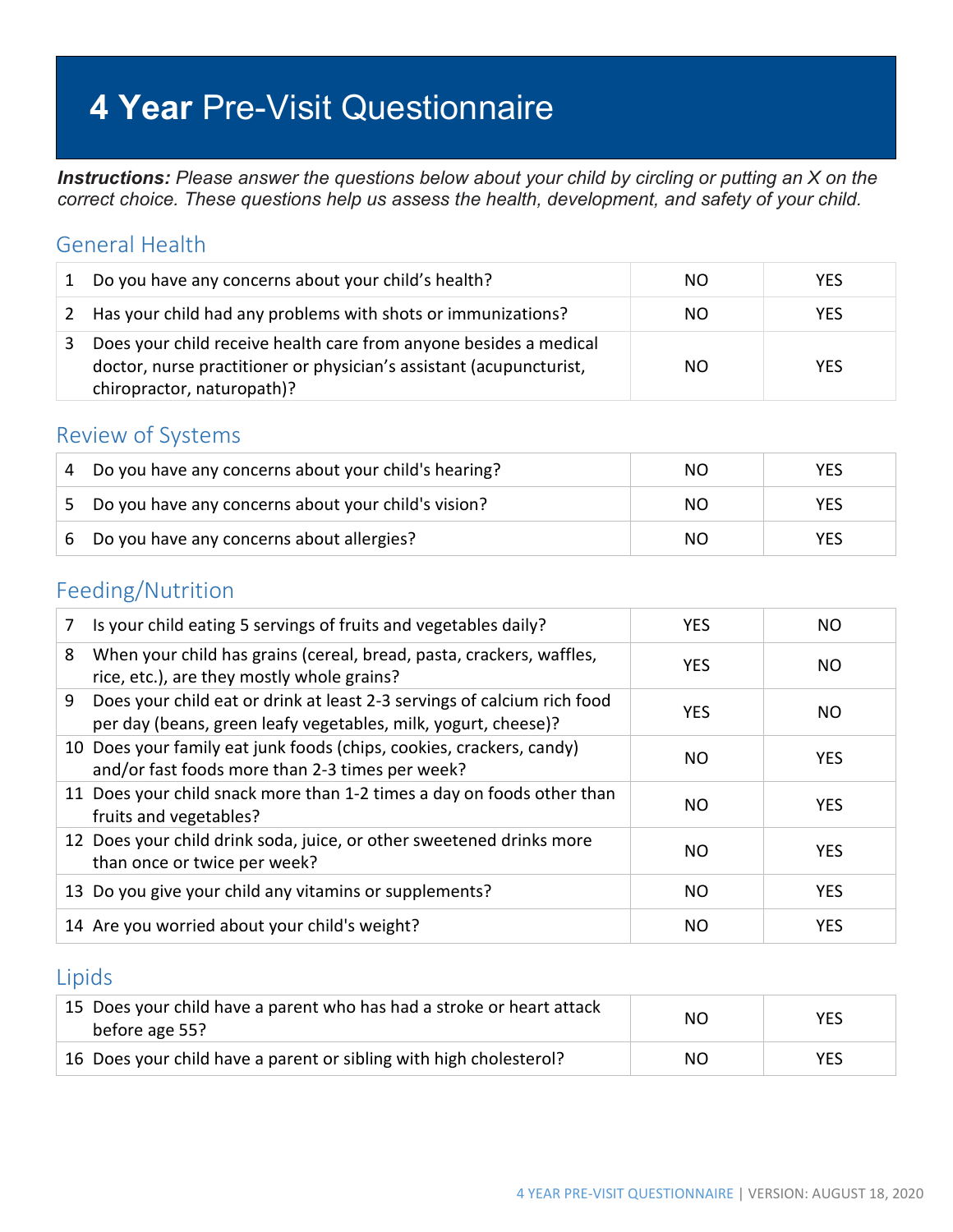# **4 Year** Pre-Visit Questionnaire

***Instructions:*** *Please answer the questions below about your child by circling or putting an X on the correct choice. These questions help us assess the health, development, and safety of your child.*

## General Health

| | | | |
|---|---|---|---|
| 1 | Do you have any concerns about your child's health? | NO | YES |
| 2 | Has your child had any problems with shots or immunizations? | NO | YES |
| 3 | Does your child receive health care from anyone besides a medical doctor, nurse practitioner or physician's assistant (acupuncturist, chiropractor, naturopath)? | NO | YES |

## Review of Systems

| | | | |
|---|---|---|---|
| 4 | Do you have any concerns about your child's hearing? | NO | YES |
| 5 | Do you have any concerns about your child's vision? | NO | YES |
| 6 | Do you have any concerns about allergies? | NO | YES |

## Feeding/Nutrition

| | | | |
|---|---|---|---|
| 7 | Is your child eating 5 servings of fruits and vegetables daily? | YES | NO |
| 8 | When your child has grains (cereal, bread, pasta, crackers, waffles, rice, etc.), are they mostly whole grains? | YES | NO |
| 9 | Does your child eat or drink at least 2-3 servings of calcium rich food per day (beans, green leafy vegetables, milk, yogurt, cheese)? | YES | NO |
| 10 | Does your family eat junk foods (chips, cookies, crackers, candy) and/or fast foods more than 2-3 times per week? | NO | YES |
| 11 | Does your child snack more than 1-2 times a day on foods other than fruits and vegetables? | NO | YES |
| 12 | Does your child drink soda, juice, or other sweetened drinks more than once or twice per week? | NO | YES |
| 13 | Do you give your child any vitamins or supplements? | NO | YES |
| 14 | Are you worried about your child's weight? | NO | YES |

## Lipids

| | | | |
|---|---|---|---|
| 15 | Does your child have a parent who has had a stroke or heart attack before age 55? | NO | YES |
| 16 | Does your child have a parent or sibling with high cholesterol? | NO | YES |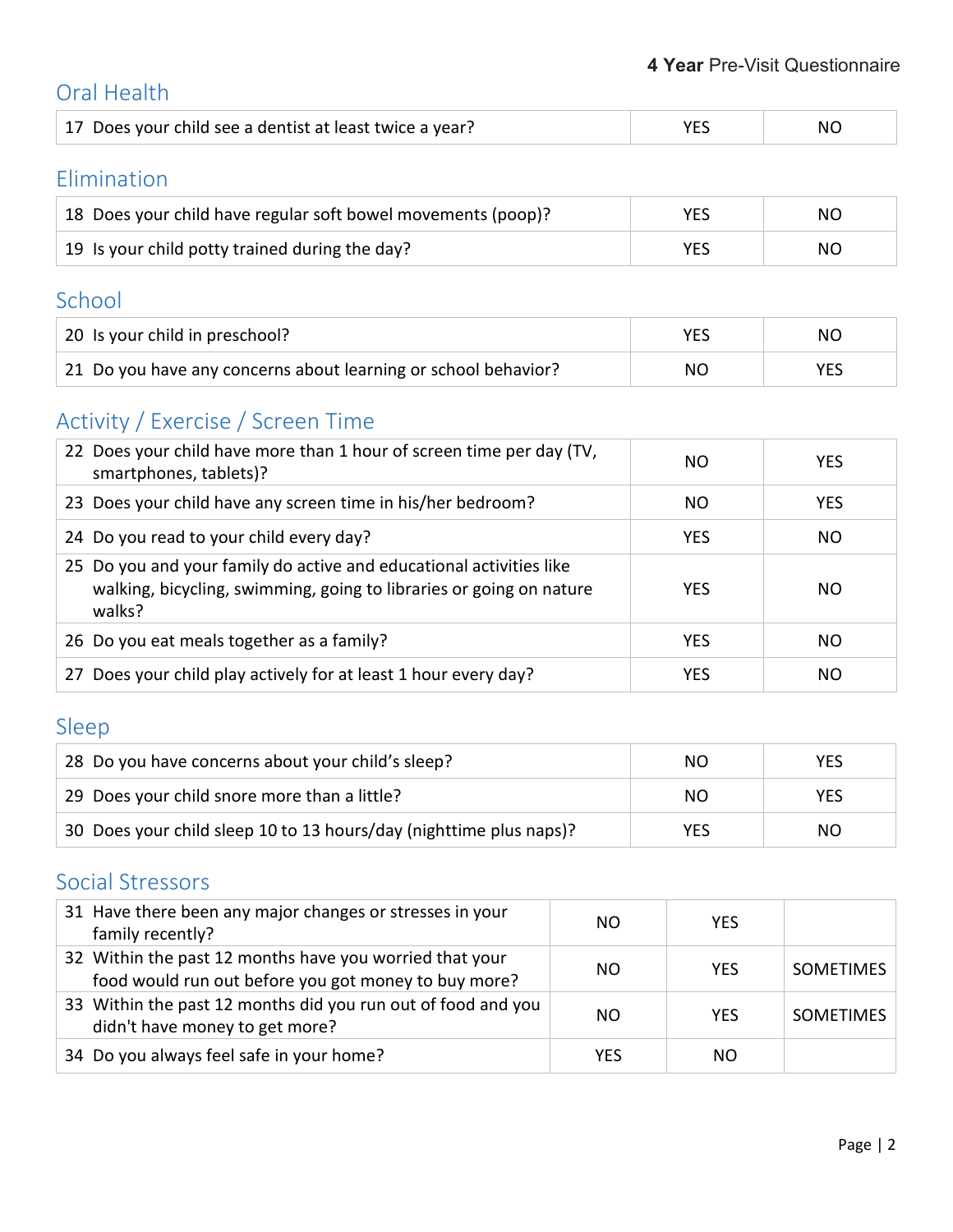**4 Year** Pre-Visit Questionnaire

## Oral Health

| | | |
|---|---|---|
| 17 Does your child see a dentist at least twice a year? | YES | NO |

## Elimination

| | | |
|---|---|---|
| 18 Does your child have regular soft bowel movements (poop)? | YES | NO |
| 19 Is your child potty trained during the day? | YES | NO |

## School

| | | |
|---|---|---|
| 20 Is your child in preschool? | YES | NO |
| 21 Do you have any concerns about learning or school behavior? | NO | YES |

## Activity / Exercise / Screen Time

| | | |
|---|---|---|
| 22 Does your child have more than 1 hour of screen time per day (TV, smartphones, tablets)? | NO | YES |
| 23 Does your child have any screen time in his/her bedroom? | NO | YES |
| 24 Do you read to your child every day? | YES | NO |
| 25 Do you and your family do active and educational activities like walking, bicycling, swimming, going to libraries or going on nature walks? | YES | NO |
| 26 Do you eat meals together as a family? | YES | NO |
| 27 Does your child play actively for at least 1 hour every day? | YES | NO |

## Sleep

| | | |
|---|---|---|
| 28 Do you have concerns about your child's sleep? | NO | YES |
| 29 Does your child snore more than a little? | NO | YES |
| 30 Does your child sleep 10 to 13 hours/day (nighttime plus naps)? | YES | NO |

## Social Stressors

| | | | |
|---|---|---|---|
| 31 Have there been any major changes or stresses in your family recently? | NO | YES | |
| 32 Within the past 12 months have you worried that your food would run out before you got money to buy more? | NO | YES | SOMETIMES |
| 33 Within the past 12 months did you run out of food and you didn't have money to get more? | NO | YES | SOMETIMES |
| 34 Do you always feel safe in your home? | YES | NO | |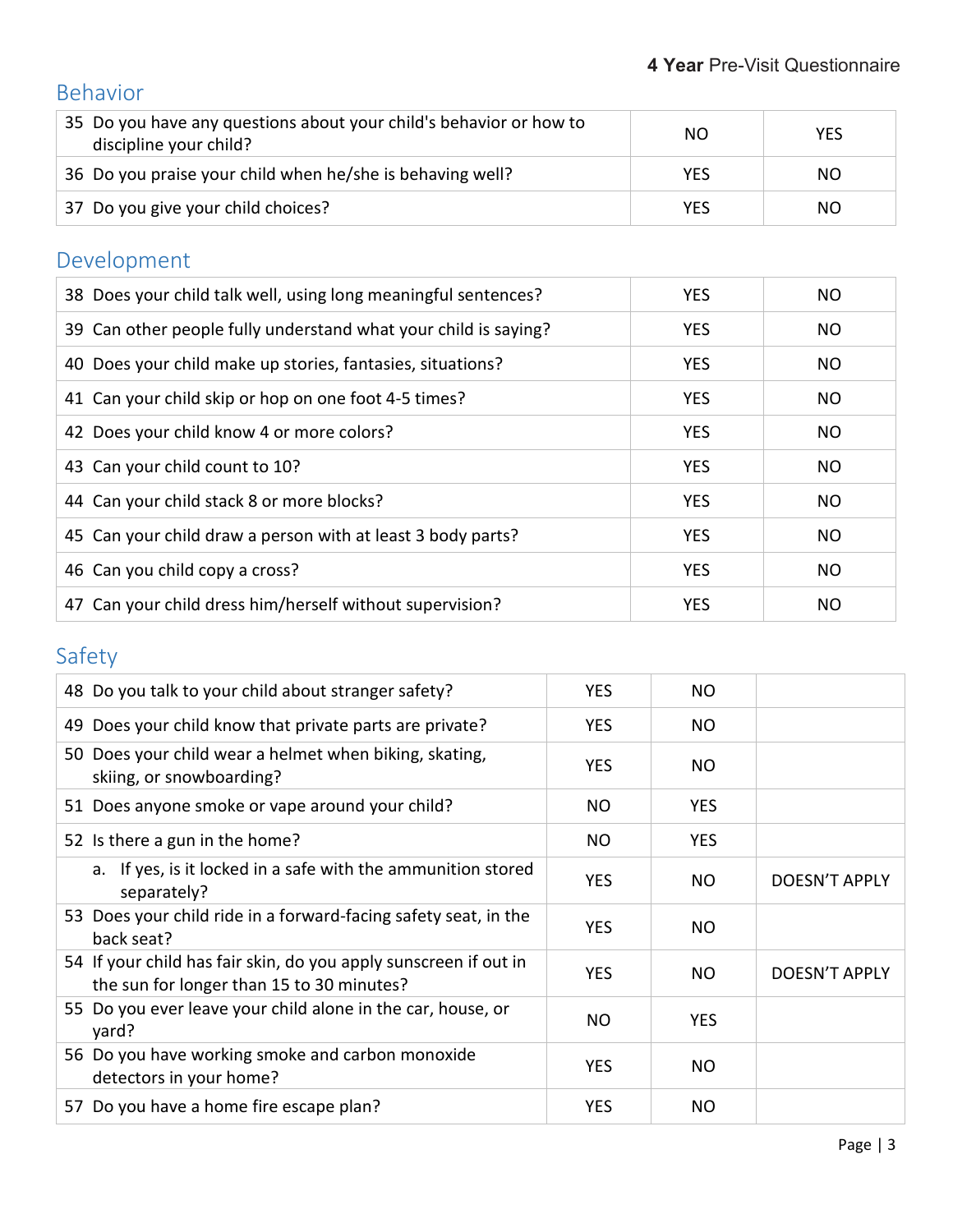## Behavior

| | | |
|---|---|---|
| 35 Do you have any questions about your child's behavior or how to discipline your child? | NO | YES |
| 36 Do you praise your child when he/she is behaving well? | YES | NO |
| 37 Do you give your child choices? | YES | NO |

## Development

| | | |
|---|---|---|
| 38 Does your child talk well, using long meaningful sentences? | YES | NO |
| 39 Can other people fully understand what your child is saying? | YES | NO |
| 40 Does your child make up stories, fantasies, situations? | YES | NO |
| 41 Can your child skip or hop on one foot 4-5 times? | YES | NO |
| 42 Does your child know 4 or more colors? | YES | NO |
| 43 Can your child count to 10? | YES | NO |
| 44 Can your child stack 8 or more blocks? | YES | NO |
| 45 Can your child draw a person with at least 3 body parts? | YES | NO |
| 46 Can you child copy a cross? | YES | NO |
| 47 Can your child dress him/herself without supervision? | YES | NO |

## Safety

| | | | |
|---|---|---|---|
| 48 Do you talk to your child about stranger safety? | YES | NO | |
| 49 Does your child know that private parts are private? | YES | NO | |
| 50 Does your child wear a helmet when biking, skating, skiing, or snowboarding? | YES | NO | |
| 51 Does anyone smoke or vape around your child? | NO | YES | |
| 52 Is there a gun in the home? | NO | YES | |
| a. If yes, is it locked in a safe with the ammunition stored separately? | YES | NO | DOESN'T APPLY |
| 53 Does your child ride in a forward-facing safety seat, in the back seat? | YES | NO | |
| 54 If your child has fair skin, do you apply sunscreen if out in the sun for longer than 15 to 30 minutes? | YES | NO | DOESN'T APPLY |
| 55 Do you ever leave your child alone in the car, house, or yard? | NO | YES | |
| 56 Do you have working smoke and carbon monoxide detectors in your home? | YES | NO | |
| 57 Do you have a home fire escape plan? | YES | NO | |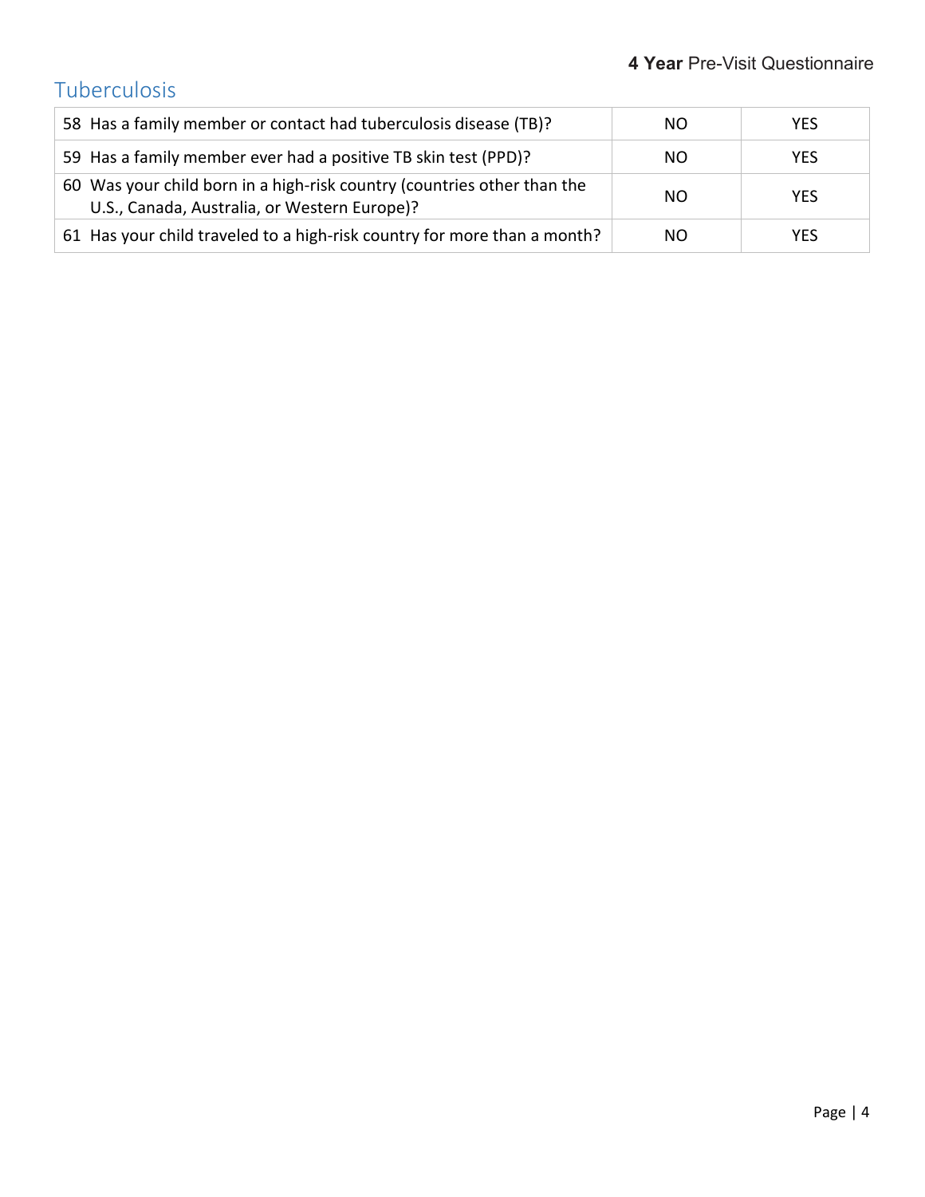## Tuberculosis

| | | |
|---|---|---|
| 58 Has a family member or contact had tuberculosis disease (TB)? | NO | YES |
| 59 Has a family member ever had a positive TB skin test (PPD)? | NO | YES |
| 60 Was your child born in a high-risk country (countries other than the U.S., Canada, Australia, or Western Europe)? | NO | YES |
| 61 Has your child traveled to a high-risk country for more than a month? | NO | YES |